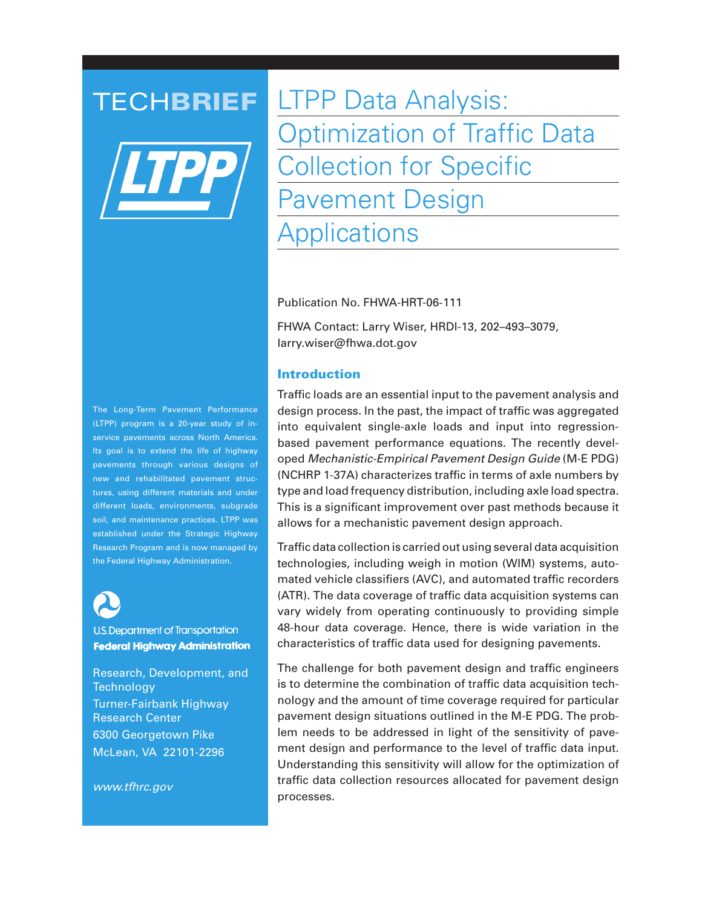TECHBRIEF

# LTPP Data Analysis: Optimization of Traffic Data Collection for Specific Pavement Design Applications

Publication No. FHWA-HRT-06-111

FHWA Contact: Larry Wiser, HRDI-13, 202–493–3079, larry.wiser@fhwa.dot.gov

## Introduction

Traffic loads are an essential input to the pavement analysis and design process. In the past, the impact of traffic was aggregated into equivalent single-axle loads and input into regression-based pavement performance equations. The recently developed *Mechanistic-Empirical Pavement Design Guide* (M-E PDG) (NCHRP 1-37A) characterizes traffic in terms of axle numbers by type and load frequency distribution, including axle load spectra. This is a significant improvement over past methods because it allows for a mechanistic pavement design approach.

Traffic data collection is carried out using several data acquisition technologies, including weigh in motion (WIM) systems, automated vehicle classifiers (AVC), and automated traffic recorders (ATR). The data coverage of traffic data acquisition systems can vary widely from operating continuously to providing simple 48-hour data coverage. Hence, there is wide variation in the characteristics of traffic data used for designing pavements.

The challenge for both pavement design and traffic engineers is to determine the combination of traffic data acquisition technology and the amount of time coverage required for particular pavement design situations outlined in the M-E PDG. The problem needs to be addressed in light of the sensitivity of pavement design and performance to the level of traffic data input. Understanding this sensitivity will allow for the optimization of traffic data collection resources allocated for pavement design processes.

The Long-Term Pavement Performance (LTPP) program is a 20-year study of in-service pavements across North America. Its goal is to extend the life of highway pavements through various designs of new and rehabilitated pavement structures, using different materials and under different loads, environments, subgrade soil, and maintenance practices. LTPP was established under the Strategic Highway Research Program and is now managed by the Federal Highway Administration.

U.S. Department of Transportation
**Federal Highway Administration**

Research, Development, and Technology
Turner-Fairbank Highway Research Center
6300 Georgetown Pike
McLean, VA 22101-2296

*www.tfhrc.gov*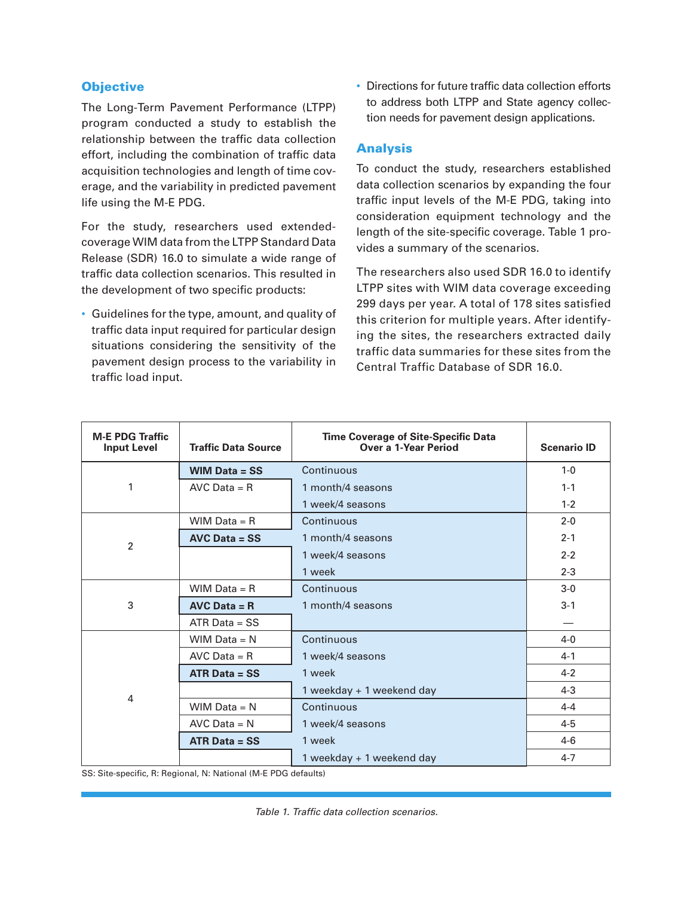## Objective

The Long-Term Pavement Performance (LTPP) program conducted a study to establish the relationship between the traffic data collection effort, including the combination of traffic data acquisition technologies and length of time coverage, and the variability in predicted pavement life using the M-E PDG.

For the study, researchers used extended-coverage WIM data from the LTPP Standard Data Release (SDR) 16.0 to simulate a wide range of traffic data collection scenarios. This resulted in the development of two specific products:

- Guidelines for the type, amount, and quality of traffic data input required for particular design situations considering the sensitivity of the pavement design process to the variability in traffic load input.
- Directions for future traffic data collection efforts to address both LTPP and State agency collection needs for pavement design applications.

## Analysis

To conduct the study, researchers established data collection scenarios by expanding the four traffic input levels of the M-E PDG, taking into consideration equipment technology and the length of the site-specific coverage. Table 1 provides a summary of the scenarios.

The researchers also used SDR 16.0 to identify LTPP sites with WIM data coverage exceeding 299 days per year. A total of 178 sites satisfied this criterion for multiple years. After identifying the sites, the researchers extracted daily traffic data summaries for these sites from the Central Traffic Database of SDR 16.0.

| M-E PDG Traffic Input Level | Traffic Data Source | Time Coverage of Site-Specific Data Over a 1-Year Period | Scenario ID |
|---|---|---|---|
| 1 | **WIM Data = SS** | Continuous | 1-0 |
| | AVC Data = R | 1 month/4 seasons | 1-1 |
| | | 1 week/4 seasons | 1-2 |
| 2 | WIM Data = R | Continuous | 2-0 |
| | **AVC Data = SS** | 1 month/4 seasons | 2-1 |
| | | 1 week/4 seasons | 2-2 |
| | | 1 week | 2-3 |
| 3 | WIM Data = R | Continuous | 3-0 |
| | **AVC Data = R** | 1 month/4 seasons | 3-1 |
| | ATR Data = SS | | — |
| 4 | WIM Data = N | Continuous | 4-0 |
| | AVC Data = R | 1 week/4 seasons | 4-1 |
| | **ATR Data = SS** | 1 week | 4-2 |
| | | 1 weekday + 1 weekend day | 4-3 |
| | WIM Data = N | Continuous | 4-4 |
| | AVC Data = N | 1 week/4 seasons | 4-5 |
| | **ATR Data = SS** | 1 week | 4-6 |
| | | 1 weekday + 1 weekend day | 4-7 |

SS: Site-specific, R: Regional, N: National (M-E PDG defaults)

*Table 1. Traffic data collection scenarios.*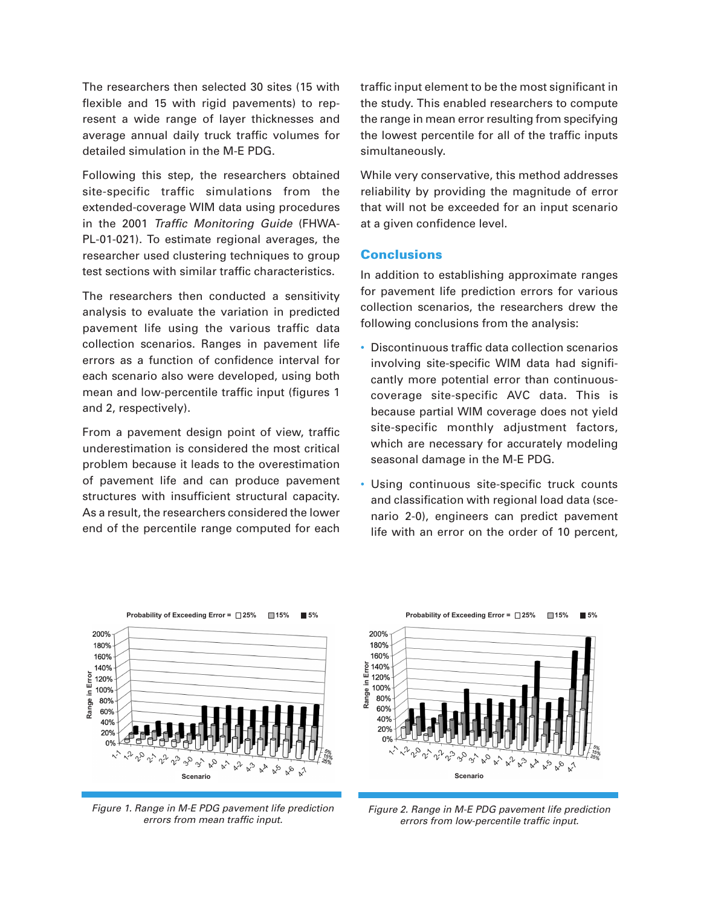The researchers then selected 30 sites (15 with flexible and 15 with rigid pavements) to represent a wide range of layer thicknesses and average annual daily truck traffic volumes for detailed simulation in the M-E PDG.

Following this step, the researchers obtained site-specific traffic simulations from the extended-coverage WIM data using procedures in the 2001 *Traffic Monitoring Guide* (FHWA-PL-01-021). To estimate regional averages, the researcher used clustering techniques to group test sections with similar traffic characteristics.

The researchers then conducted a sensitivity analysis to evaluate the variation in predicted pavement life using the various traffic data collection scenarios. Ranges in pavement life errors as a function of confidence interval for each scenario also were developed, using both mean and low-percentile traffic input (figures 1 and 2, respectively).

From a pavement design point of view, traffic underestimation is considered the most critical problem because it leads to the overestimation of pavement life and can produce pavement structures with insufficient structural capacity. As a result, the researchers considered the lower end of the percentile range computed for each traffic input element to be the most significant in the study. This enabled researchers to compute the range in mean error resulting from specifying the lowest percentile for all of the traffic inputs simultaneously.

While very conservative, this method addresses reliability by providing the magnitude of error that will not be exceeded for an input scenario at a given confidence level.

## Conclusions

In addition to establishing approximate ranges for pavement life prediction errors for various collection scenarios, the researchers drew the following conclusions from the analysis:

- Discontinuous traffic data collection scenarios involving site-specific WIM data had significantly more potential error than continuous-coverage site-specific AVC data. This is because partial WIM coverage does not yield site-specific monthly adjustment factors, which are necessary for accurately modeling seasonal damage in the M-E PDG.
- Using continuous site-specific truck counts and classification with regional load data (scenario 2-0), engineers can predict pavement life with an error on the order of 10 percent,

*Figure 1. Range in M-E PDG pavement life prediction errors from mean traffic input.*

*Figure 2. Range in M-E PDG pavement life prediction errors from low-percentile traffic input.*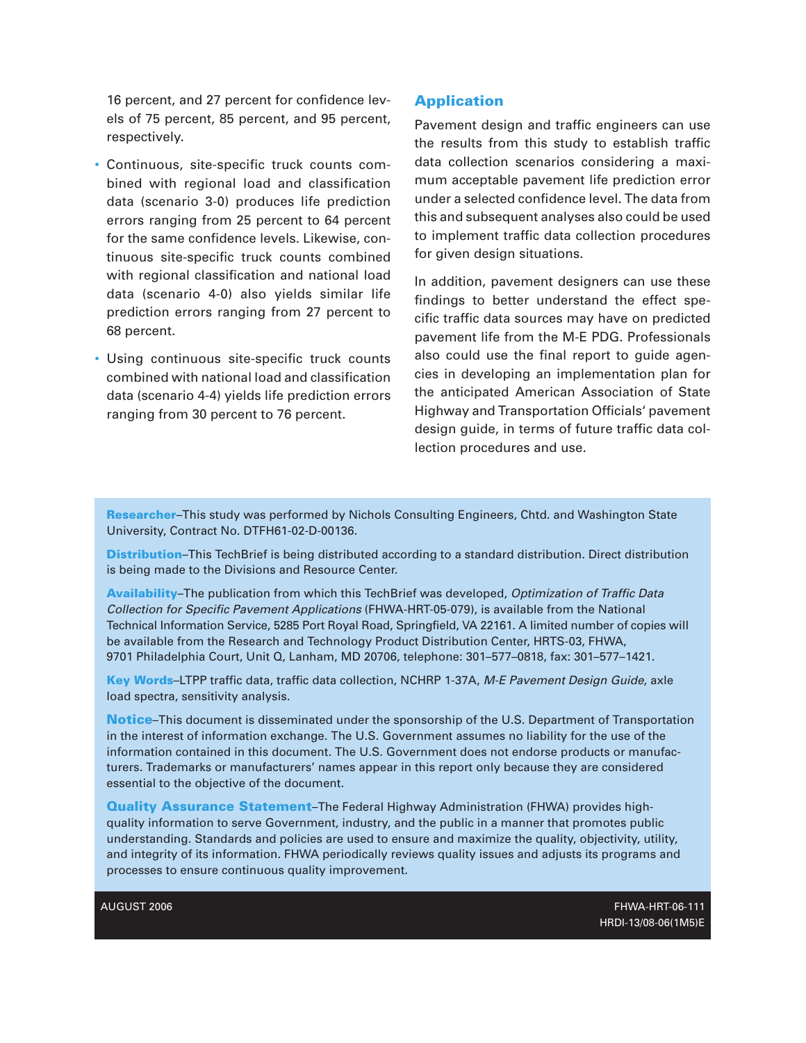16 percent, and 27 percent for confidence levels of 75 percent, 85 percent, and 95 percent, respectively.

- Continuous, site-specific truck counts combined with regional load and classification data (scenario 3-0) produces life prediction errors ranging from 25 percent to 64 percent for the same confidence levels. Likewise, continuous site-specific truck counts combined with regional classification and national load data (scenario 4-0) also yields similar life prediction errors ranging from 27 percent to 68 percent.
- Using continuous site-specific truck counts combined with national load and classification data (scenario 4-4) yields life prediction errors ranging from 30 percent to 76 percent.

## Application

Pavement design and traffic engineers can use the results from this study to establish traffic data collection scenarios considering a maximum acceptable pavement life prediction error under a selected confidence level. The data from this and subsequent analyses also could be used to implement traffic data collection procedures for given design situations.

In addition, pavement designers can use these findings to better understand the effect specific traffic data sources may have on predicted pavement life from the M-E PDG. Professionals also could use the final report to guide agencies in developing an implementation plan for the anticipated American Association of State Highway and Transportation Officials' pavement design guide, in terms of future traffic data collection procedures and use.

**Researcher**–This study was performed by Nichols Consulting Engineers, Chtd. and Washington State University, Contract No. DTFH61-02-D-00136.

**Distribution**–This TechBrief is being distributed according to a standard distribution. Direct distribution is being made to the Divisions and Resource Center.

**Availability**–The publication from which this TechBrief was developed, *Optimization of Traffic Data Collection for Specific Pavement Applications* (FHWA-HRT-05-079), is available from the National Technical Information Service, 5285 Port Royal Road, Springfield, VA 22161. A limited number of copies will be available from the Research and Technology Product Distribution Center, HRTS-03, FHWA, 9701 Philadelphia Court, Unit Q, Lanham, MD 20706, telephone: 301–577–0818, fax: 301–577–1421.

**Key Words**–LTPP traffic data, traffic data collection, NCHRP 1-37A, *M-E Pavement Design Guide*, axle load spectra, sensitivity analysis.

**Notice**–This document is disseminated under the sponsorship of the U.S. Department of Transportation in the interest of information exchange. The U.S. Government assumes no liability for the use of the information contained in this document. The U.S. Government does not endorse products or manufacturers. Trademarks or manufacturers' names appear in this report only because they are considered essential to the objective of the document.

**Quality Assurance Statement**–The Federal Highway Administration (FHWA) provides high-quality information to serve Government, industry, and the public in a manner that promotes public understanding. Standards and policies are used to ensure and maximize the quality, objectivity, utility, and integrity of its information. FHWA periodically reviews quality issues and adjusts its programs and processes to ensure continuous quality improvement.

AUGUST 2006

FHWA-HRT-06-111
HRDI-13/08-06(1M5)E